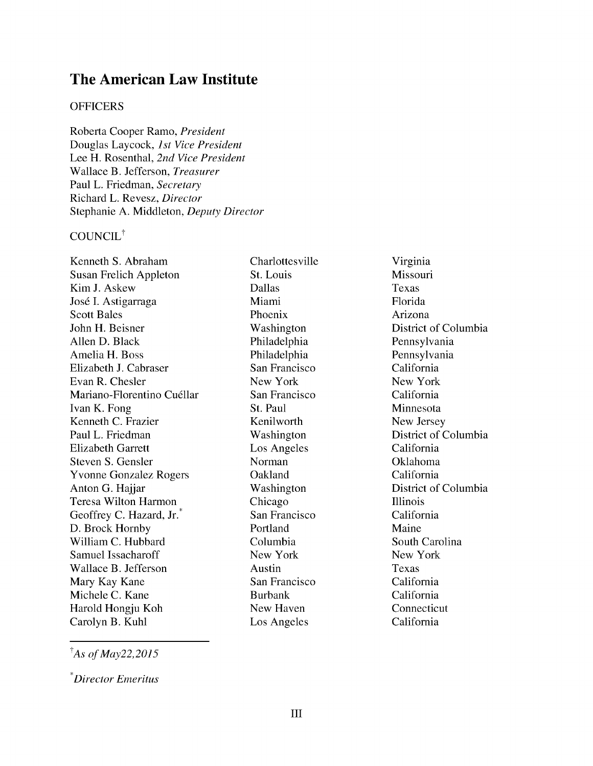# The American Law Institute

OFFICERS

Roberta Cooper Ramo, *President*
Douglas Laycock, *1st Vice President*
Lee H. Rosenthal, *2nd Vice President*
Wallace B. Jefferson, *Treasurer*
Paul L. Friedman, *Secretary*
Richard L. Revesz, *Director*
Stephanie A. Middleton, *Deputy Director*

COUNCIL[†]

| | | |
|---|---|---|
| Kenneth S. Abraham | Charlottesville | Virginia |
| Susan Frelich Appleton | St. Louis | Missouri |
| Kim J. Askew | Dallas | Texas |
| José I. Astigarraga | Miami | Florida |
| Scott Bales | Phoenix | Arizona |
| John H. Beisner | Washington | District of Columbia |
| Allen D. Black | Philadelphia | Pennsylvania |
| Amelia H. Boss | Philadelphia | Pennsylvania |
| Elizabeth J. Cabraser | San Francisco | California |
| Evan R. Chesler | New York | New York |
| Mariano-Florentino Cuéllar | San Francisco | California |
| Ivan K. Fong | St. Paul | Minnesota |
| Kenneth C. Frazier | Kenilworth | New Jersey |
| Paul L. Friedman | Washington | District of Columbia |
| Elizabeth Garrett | Los Angeles | California |
| Steven S. Gensler | Norman | Oklahoma |
| Yvonne Gonzalez Rogers | Oakland | California |
| Anton G. Hajjar | Washington | District of Columbia |
| Teresa Wilton Harmon | Chicago | Illinois |
| Geoffrey C. Hazard, Jr.* | San Francisco | California |
| D. Brock Hornby | Portland | Maine |
| William C. Hubbard | Columbia | South Carolina |
| Samuel Issacharoff | New York | New York |
| Wallace B. Jefferson | Austin | Texas |
| Mary Kay Kane | San Francisco | California |
| Michele C. Kane | Burbank | California |
| Harold Hongju Koh | New Haven | Connecticut |
| Carolyn B. Kuhl | Los Angeles | California |

[†] *As of May22,2015*

\* *Director Emeritus*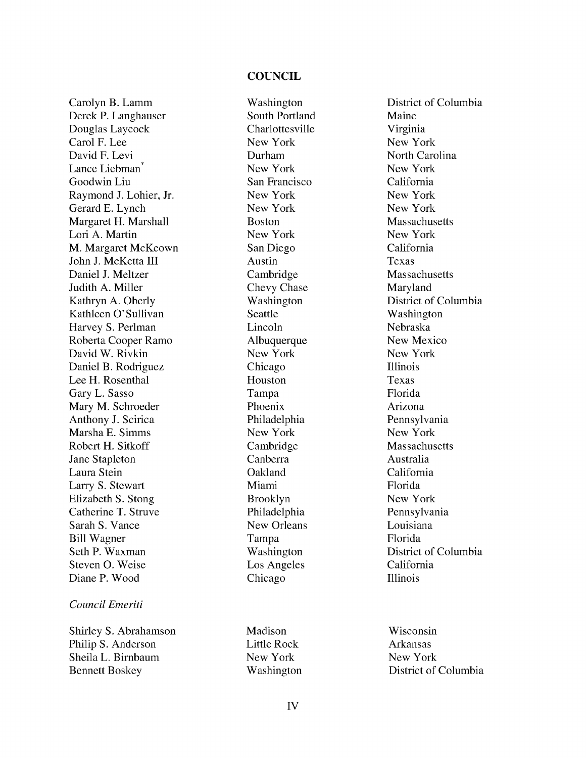## COUNCIL

| | | |
|---|---|---|
| Carolyn B. Lamm | Washington | District of Columbia |
| Derek P. Langhauser | South Portland | Maine |
| Douglas Laycock | Charlottesville | Virginia |
| Carol F. Lee | New York | New York |
| David F. Levi | Durham | North Carolina |
| Lance Liebman* | New York | New York |
| Goodwin Liu | San Francisco | California |
| Raymond J. Lohier, Jr. | New York | New York |
| Gerard E. Lynch | New York | New York |
| Margaret H. Marshall | Boston | Massachusetts |
| Lori A. Martin | New York | New York |
| M. Margaret McKeown | San Diego | California |
| John J. McKetta III | Austin | Texas |
| Daniel J. Meltzer | Cambridge | Massachusetts |
| Judith A. Miller | Chevy Chase | Maryland |
| Kathryn A. Oberly | Washington | District of Columbia |
| Kathleen O'Sullivan | Seattle | Washington |
| Harvey S. Perlman | Lincoln | Nebraska |
| Roberta Cooper Ramo | Albuquerque | New Mexico |
| David W. Rivkin | New York | New York |
| Daniel B. Rodriguez | Chicago | Illinois |
| Lee H. Rosenthal | Houston | Texas |
| Gary L. Sasso | Tampa | Florida |
| Mary M. Schroeder | Phoenix | Arizona |
| Anthony J. Scirica | Philadelphia | Pennsylvania |
| Marsha E. Simms | New York | New York |
| Robert H. Sitkoff | Cambridge | Massachusetts |
| Jane Stapleton | Canberra | Australia |
| Laura Stein | Oakland | California |
| Larry S. Stewart | Miami | Florida |
| Elizabeth S. Stong | Brooklyn | New York |
| Catherine T. Struve | Philadelphia | Pennsylvania |
| Sarah S. Vance | New Orleans | Louisiana |
| Bill Wagner | Tampa | Florida |
| Seth P. Waxman | Washington | District of Columbia |
| Steven O. Weise | Los Angeles | California |
| Diane P. Wood | Chicago | Illinois |

*Council Emeriti*

| | | |
|---|---|---|
| Shirley S. Abrahamson | Madison | Wisconsin |
| Philip S. Anderson | Little Rock | Arkansas |
| Sheila L. Birnbaum | New York | New York |
| Bennett Boskey | Washington | District of Columbia |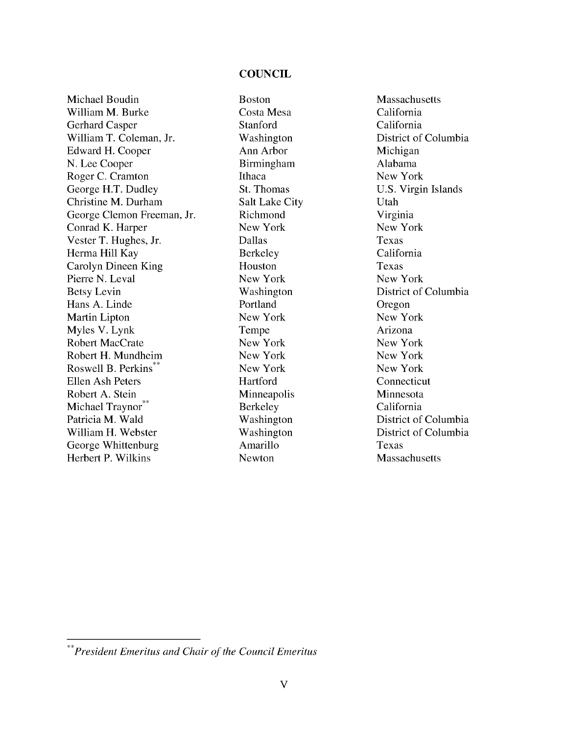## COUNCIL

| | | |
|---|---|---|
| Michael Boudin | Boston | Massachusetts |
| William M. Burke | Costa Mesa | California |
| Gerhard Casper | Stanford | California |
| William T. Coleman, Jr. | Washington | District of Columbia |
| Edward H. Cooper | Ann Arbor | Michigan |
| N. Lee Cooper | Birmingham | Alabama |
| Roger C. Cramton | Ithaca | New York |
| George H.T. Dudley | St. Thomas | U.S. Virgin Islands |
| Christine M. Durham | Salt Lake City | Utah |
| George Clemon Freeman, Jr. | Richmond | Virginia |
| Conrad K. Harper | New York | New York |
| Vester T. Hughes, Jr. | Dallas | Texas |
| Herma Hill Kay | Berkeley | California |
| Carolyn Dineen King | Houston | Texas |
| Pierre N. Leval | New York | New York |
| Betsy Levin | Washington | District of Columbia |
| Hans A. Linde | Portland | Oregon |
| Martin Lipton | New York | New York |
| Myles V. Lynk | Tempe | Arizona |
| Robert MacCrate | New York | New York |
| Robert H. Mundheim | New York | New York |
| Roswell B. Perkins** | New York | New York |
| Ellen Ash Peters | Hartford | Connecticut |
| Robert A. Stein | Minneapolis | Minnesota |
| Michael Traynor** | Berkeley | California |
| Patricia M. Wald | Washington | District of Columbia |
| William H. Webster | Washington | District of Columbia |
| George Whittenburg | Amarillo | Texas |
| Herbert P. Wilkins | Newton | Massachusetts |

** *President Emeritus and Chair of the Council Emeritus*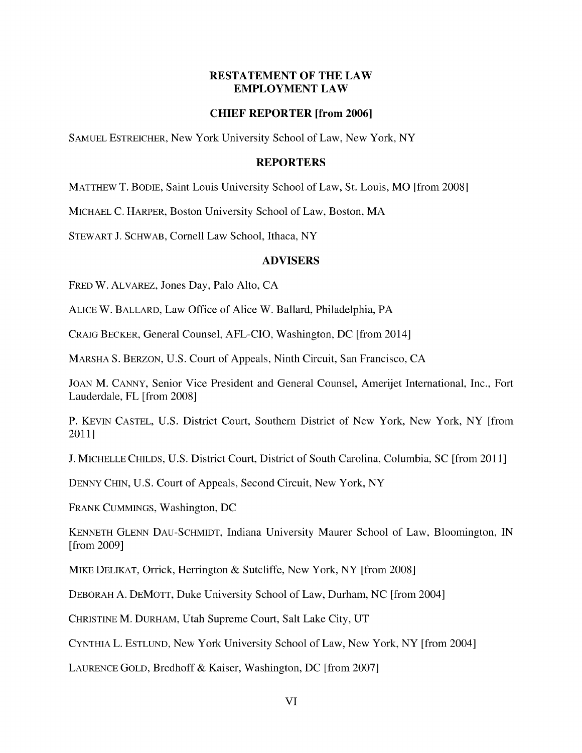# RESTATEMENT OF THE LAW
# EMPLOYMENT LAW

## CHIEF REPORTER [from 2006]

SAMUEL ESTREICHER, New York University School of Law, New York, NY

## REPORTERS

MATTHEW T. BODIE, Saint Louis University School of Law, St. Louis, MO [from 2008]

MICHAEL C. HARPER, Boston University School of Law, Boston, MA

STEWART J. SCHWAB, Cornell Law School, Ithaca, NY

## ADVISERS

FRED W. ALVAREZ, Jones Day, Palo Alto, CA

ALICE W. BALLARD, Law Office of Alice W. Ballard, Philadelphia, PA

CRAIG BECKER, General Counsel, AFL-CIO, Washington, DC [from 2014]

MARSHA S. BERZON, U.S. Court of Appeals, Ninth Circuit, San Francisco, CA

JOAN M. CANNY, Senior Vice President and General Counsel, Amerijet International, Inc., Fort Lauderdale, FL [from 2008]

P. KEVIN CASTEL, U.S. District Court, Southern District of New York, New York, NY [from 2011]

J. MICHELLE CHILDS, U.S. District Court, District of South Carolina, Columbia, SC [from 2011]

DENNY CHIN, U.S. Court of Appeals, Second Circuit, New York, NY

FRANK CUMMINGS, Washington, DC

KENNETH GLENN DAU-SCHMIDT, Indiana University Maurer School of Law, Bloomington, IN [from 2009]

MIKE DELIKAT, Orrick, Herrington & Sutcliffe, New York, NY [from 2008]

DEBORAH A. DEMOTT, Duke University School of Law, Durham, NC [from 2004]

CHRISTINE M. DURHAM, Utah Supreme Court, Salt Lake City, UT

CYNTHIA L. ESTLUND, New York University School of Law, New York, NY [from 2004]

LAURENCE GOLD, Bredhoff & Kaiser, Washington, DC [from 2007]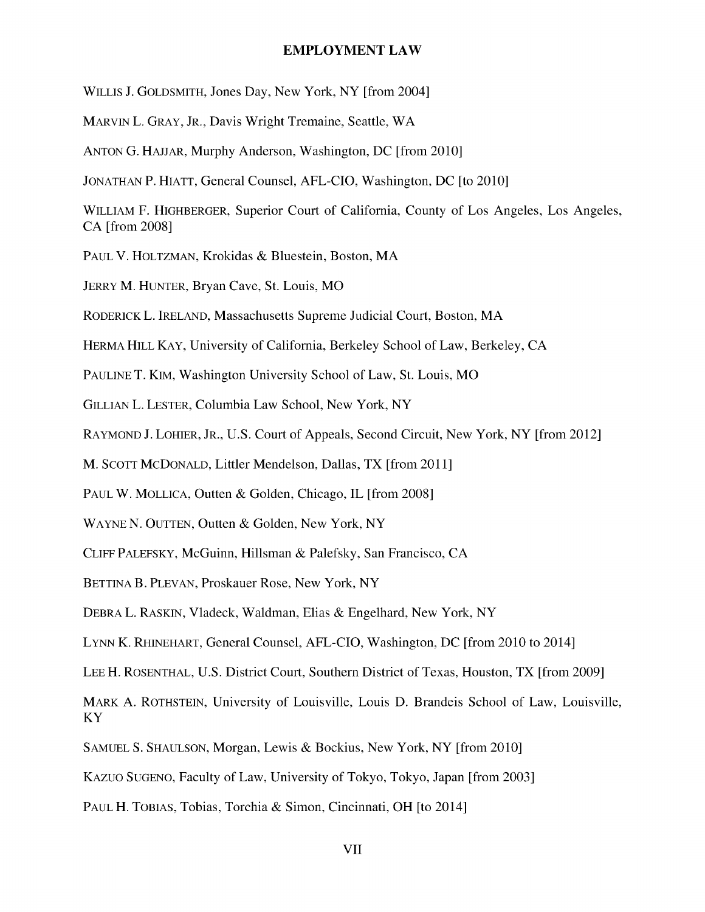WILLIS J. GOLDSMITH, Jones Day, New York, NY [from 2004]

MARVIN L. GRAY, JR., Davis Wright Tremaine, Seattle, WA

ANTON G. HAJJAR, Murphy Anderson, Washington, DC [from 2010]

JONATHAN P. HIATT, General Counsel, AFL-CIO, Washington, DC [to 2010]

WILLIAM F. HIGHBERGER, Superior Court of California, County of Los Angeles, Los Angeles, CA [from 2008]

PAUL V. HOLTZMAN, Krokidas & Bluestein, Boston, MA

JERRY M. HUNTER, Bryan Cave, St. Louis, MO

RODERICK L. IRELAND, Massachusetts Supreme Judicial Court, Boston, MA

HERMA HILL KAY, University of California, Berkeley School of Law, Berkeley, CA

PAULINE T. KIM, Washington University School of Law, St. Louis, MO

GILLIAN L. LESTER, Columbia Law School, New York, NY

RAYMOND J. LOHIER, JR., U.S. Court of Appeals, Second Circuit, New York, NY [from 2012]

M. SCOTT MCDONALD, Littler Mendelson, Dallas, TX [from 2011]

PAUL W. MOLLICA, Outten & Golden, Chicago, IL [from 2008]

WAYNE N. OUTTEN, Outten & Golden, New York, NY

CLIFF PALEFSKY, McGuinn, Hillsman & Palefsky, San Francisco, CA

BETTINA B. PLEVAN, Proskauer Rose, New York, NY

DEBRA L. RASKIN, Vladeck, Waldman, Elias & Engelhard, New York, NY

LYNN K. RHINEHART, General Counsel, AFL-CIO, Washington, DC [from 2010 to 2014]

LEE H. ROSENTHAL, U.S. District Court, Southern District of Texas, Houston, TX [from 2009]

MARK A. ROTHSTEIN, University of Louisville, Louis D. Brandeis School of Law, Louisville, KY

SAMUEL S. SHAULSON, Morgan, Lewis & Bockius, New York, NY [from 2010]

KAZUO SUGENO, Faculty of Law, University of Tokyo, Tokyo, Japan [from 2003]

PAUL H. TOBIAS, Tobias, Torchia & Simon, Cincinnati, OH [to 2014]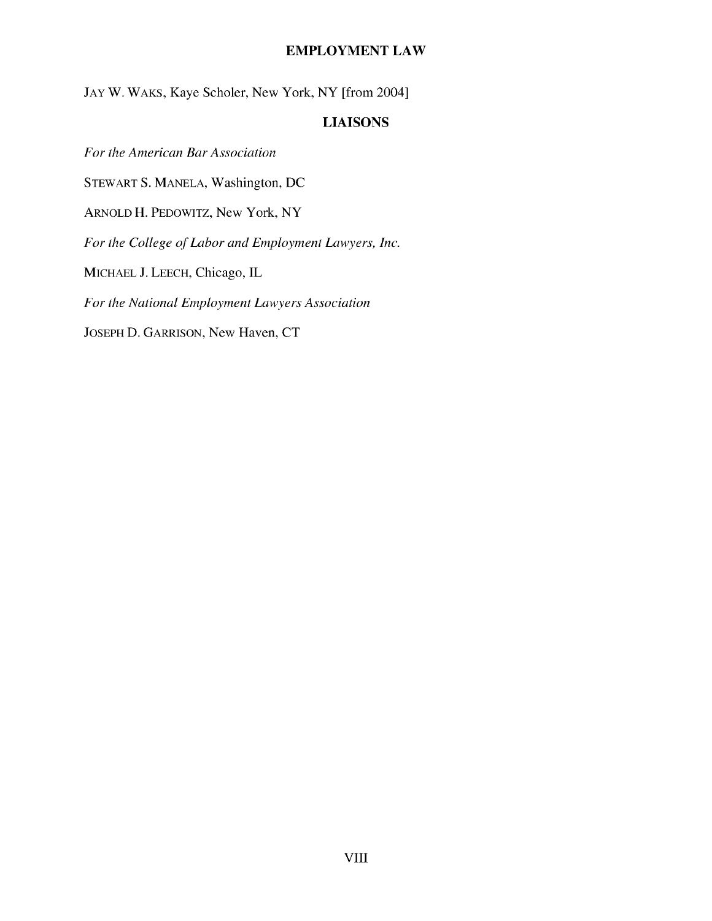## EMPLOYMENT LAW

JAY W. WAKS, Kaye Scholer, New York, NY [from 2004]

## LIAISONS

*For the American Bar Association*

STEWART S. MANELA, Washington, DC

ARNOLD H. PEDOWITZ, New York, NY

*For the College of Labor and Employment Lawyers, Inc.*

MICHAEL J. LEECH, Chicago, IL

*For the National Employment Lawyers Association*

JOSEPH D. GARRISON, New Haven, CT